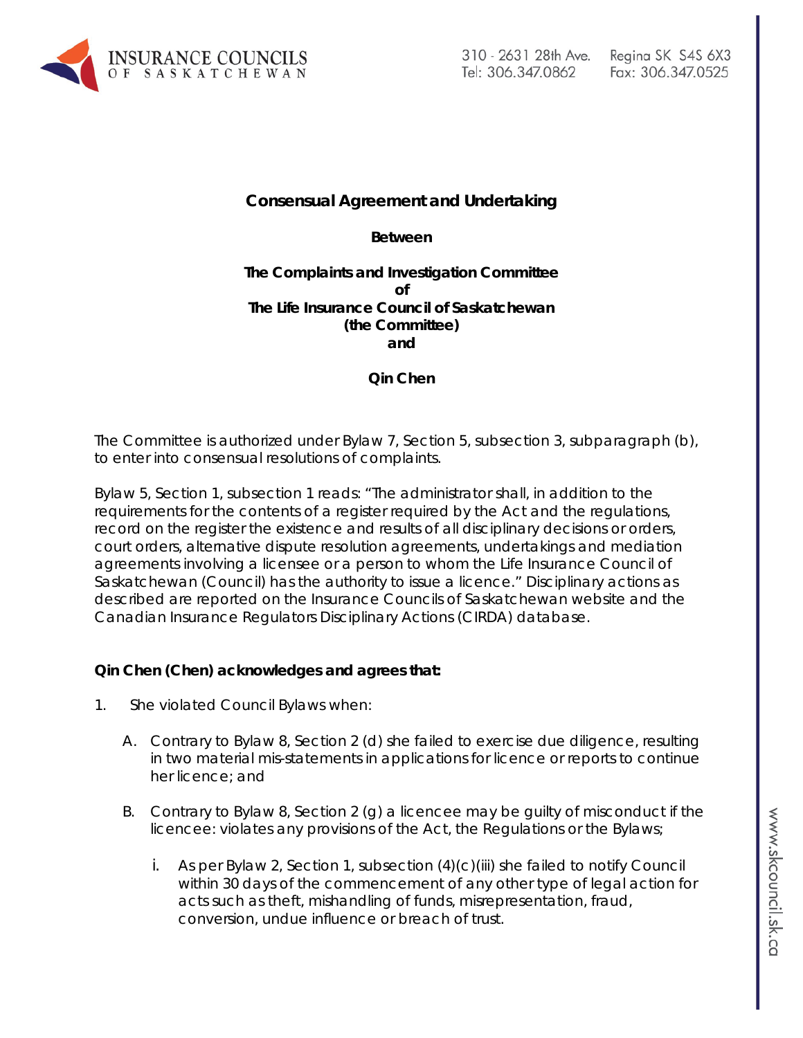**Consensual Agreement and Undertaking**

**Between**

**The Complaints and Investigation Committee**
**of**
**The Life Insurance Council of Saskatchewan**
**(the Committee)**
**and**

**Qin Chen**

The Committee is authorized under Bylaw 7, Section 5, subsection 3, subparagraph (b), to enter into consensual resolutions of complaints.

Bylaw 5, Section 1, subsection 1 reads: "The administrator shall, in addition to the requirements for the contents of a register required by the Act and the regulations, record on the register the existence and results of all disciplinary decisions or orders, court orders, alternative dispute resolution agreements, undertakings and mediation agreements involving a licensee or a person to whom the Life Insurance Council of Saskatchewan (Council) has the authority to issue a licence." Disciplinary actions as described are reported on the Insurance Councils of Saskatchewan website and the Canadian Insurance Regulators Disciplinary Actions (CIRDA) database.

**Qin Chen (Chen) acknowledges and agrees that:**

1. She violated Council Bylaws when:

   A. Contrary to Bylaw 8, Section 2 (d) she failed to exercise due diligence, resulting in two material mis-statements in applications for licence or reports to continue her licence; and

   B. Contrary to Bylaw 8, Section 2 (g) a licencee may be guilty of misconduct if the licencee: violates any provisions of the Act, the Regulations or the Bylaws;

      i. As per Bylaw 2, Section 1, subsection (4)(c)(iii) she failed to notify Council within 30 days of the commencement of any other type of legal action for acts such as theft, mishandling of funds, misrepresentation, fraud, conversion, undue influence or breach of trust.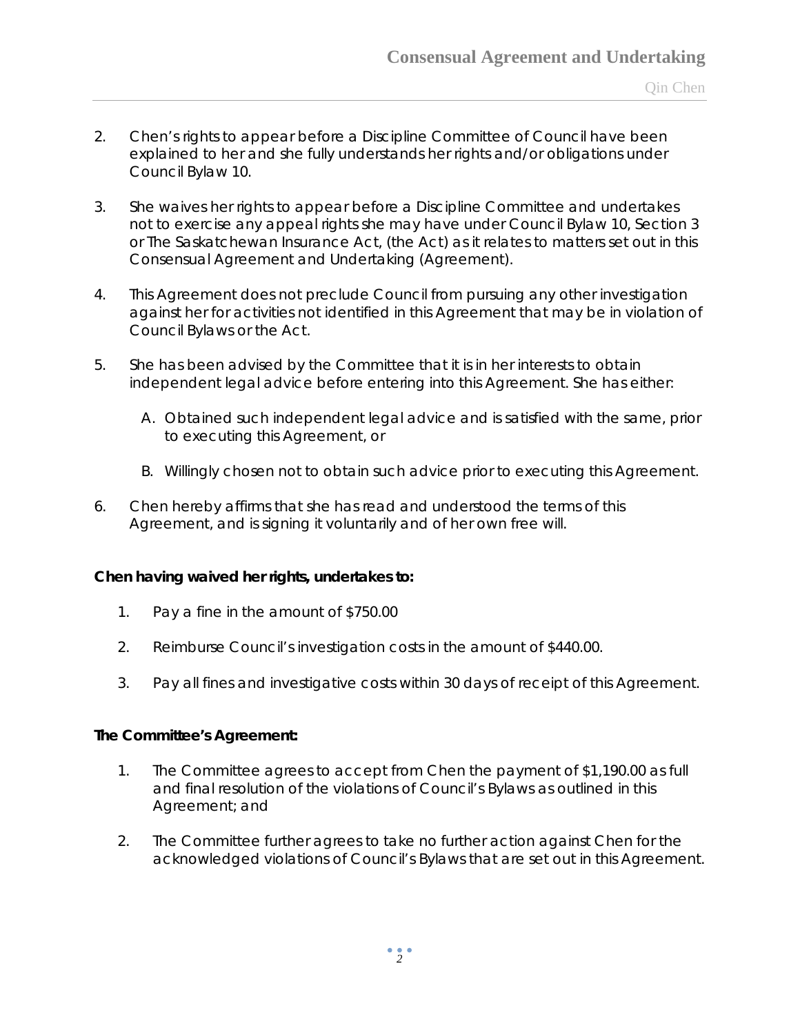2. Chen's rights to appear before a Discipline Committee of Council have been explained to her and she fully understands her rights and/or obligations under Council Bylaw 10.

3. She waives her rights to appear before a Discipline Committee and undertakes not to exercise any appeal rights she may have under Council Bylaw 10, Section 3 or The Saskatchewan Insurance Act, (the Act) as it relates to matters set out in this Consensual Agreement and Undertaking (Agreement).

4. This Agreement does not preclude Council from pursuing any other investigation against her for activities not identified in this Agreement that may be in violation of Council Bylaws or the Act.

5. She has been advised by the Committee that it is in her interests to obtain independent legal advice before entering into this Agreement. She has either:

   A. Obtained such independent legal advice and is satisfied with the same, prior to executing this Agreement, or

   B. Willingly chosen not to obtain such advice prior to executing this Agreement.

6. Chen hereby affirms that she has read and understood the terms of this Agreement, and is signing it voluntarily and of her own free will.

**Chen having waived her rights, undertakes to:**

1. Pay a fine in the amount of $750.00
2. Reimburse Council's investigation costs in the amount of $440.00.
3. Pay all fines and investigative costs within 30 days of receipt of this Agreement.

**The Committee's Agreement:**

1. The Committee agrees to accept from Chen the payment of $1,190.00 as full and final resolution of the violations of Council's Bylaws as outlined in this Agreement; and
2. The Committee further agrees to take no further action against Chen for the acknowledged violations of Council's Bylaws that are set out in this Agreement.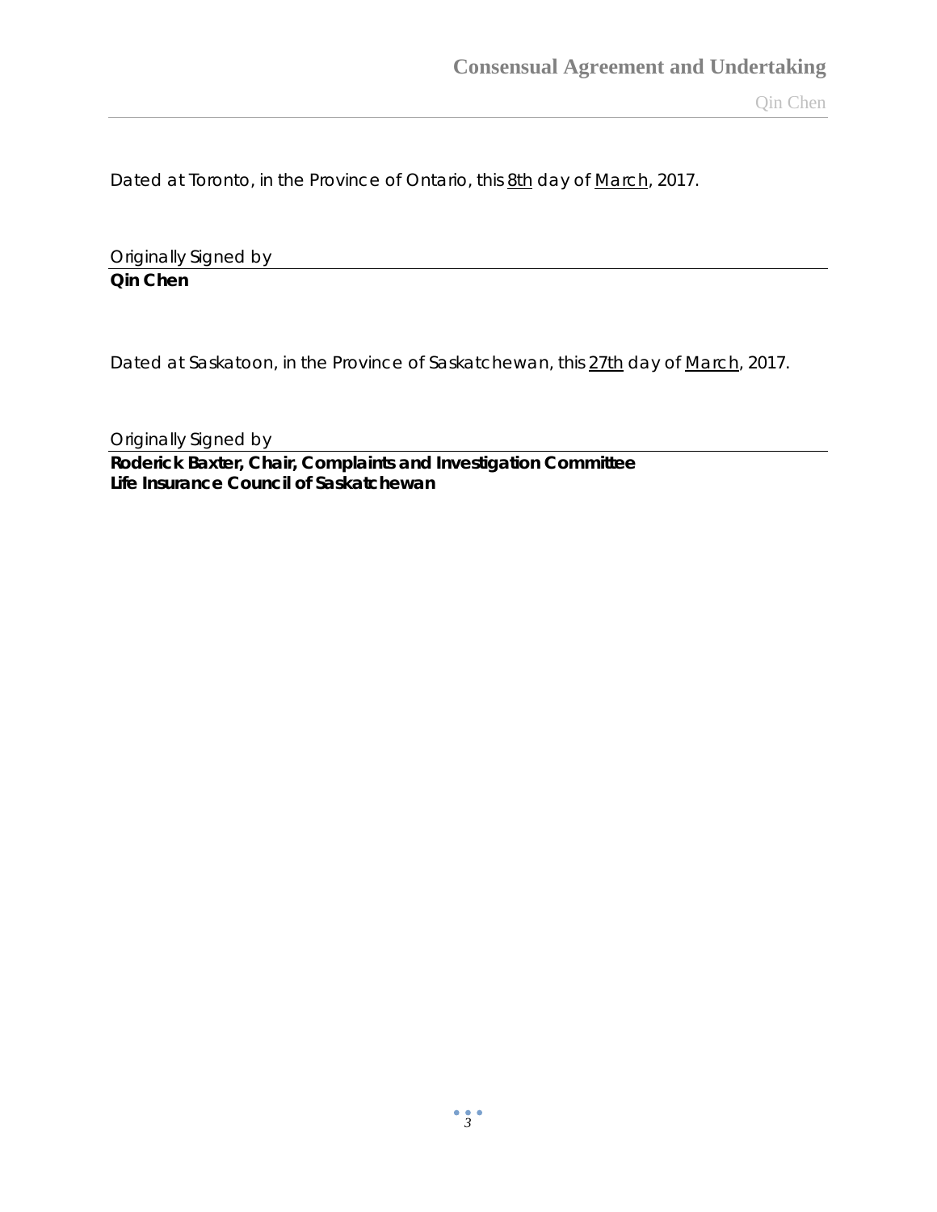Dated at Toronto, in the Province of Ontario, this 8th day of March, 2017.

*Originally Signed by*

**Qin Chen**

Dated at Saskatoon, in the Province of Saskatchewan, this 27th day of March, 2017.

*Originally Signed by*

**Roderick Baxter, Chair, Complaints and Investigation Committee**
**Life Insurance Council of Saskatchewan**